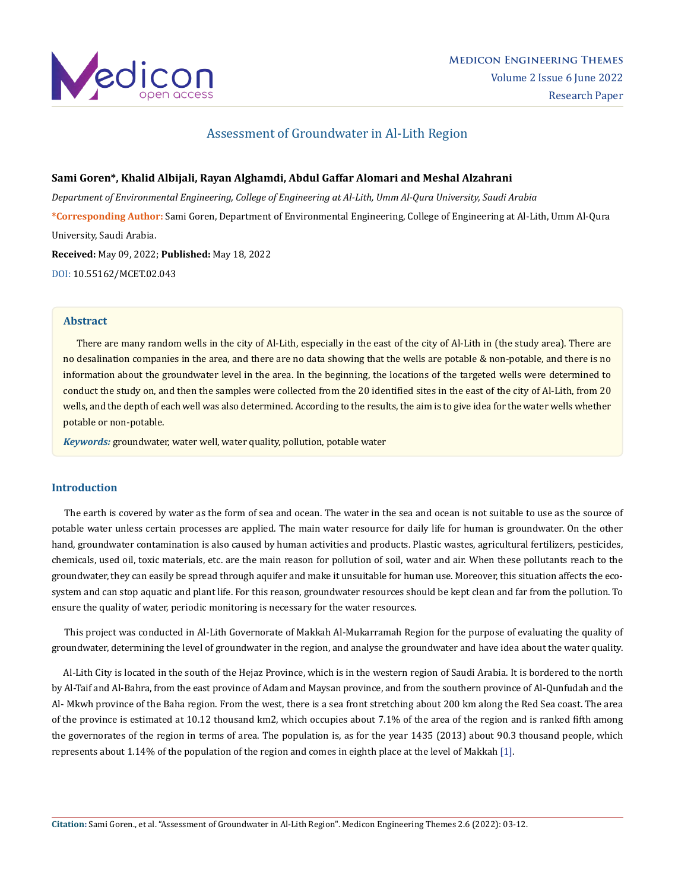# Assessment of Groundwater in Al-Lith Region

**Sami Goren\*, Khalid Albijali, Rayan Alghamdi, Abdul Gaffar Alomari and Meshal Alzahrani**

*Department of Environmental Engineering, College of Engineering at Al-Lith, Umm Al-Qura University, Saudi Arabia*

**\*Corresponding Author:** Sami Goren, Department of Environmental Engineering, College of Engineering at Al-Lith, Umm Al-Qura University, Saudi Arabia.

**Received:** May 09, 2022; **Published:** May 18, 2022

DOI: 10.55162/MCET.02.043

## Abstract

There are many random wells in the city of Al-Lith, especially in the east of the city of Al-Lith in (the study area). There are no desalination companies in the area, and there are no data showing that the wells are potable & non-potable, and there is no information about the groundwater level in the area. In the beginning, the locations of the targeted wells were determined to conduct the study on, and then the samples were collected from the 20 identified sites in the east of the city of Al-Lith, from 20 wells, and the depth of each well was also determined. According to the results, the aim is to give idea for the water wells whether potable or non-potable.

***Keywords:*** groundwater, water well, water quality, pollution, potable water

## Introduction

The earth is covered by water as the form of sea and ocean. The water in the sea and ocean is not suitable to use as the source of potable water unless certain processes are applied. The main water resource for daily life for human is groundwater. On the other hand, groundwater contamination is also caused by human activities and products. Plastic wastes, agricultural fertilizers, pesticides, chemicals, used oil, toxic materials, etc. are the main reason for pollution of soil, water and air. When these pollutants reach to the groundwater, they can easily be spread through aquifer and make it unsuitable for human use. Moreover, this situation affects the ecosystem and can stop aquatic and plant life. For this reason, groundwater resources should be kept clean and far from the pollution. To ensure the quality of water, periodic monitoring is necessary for the water resources.

This project was conducted in Al-Lith Governorate of Makkah Al-Mukarramah Region for the purpose of evaluating the quality of groundwater, determining the level of groundwater in the region, and analyse the groundwater and have idea about the water quality.

Al-Lith City is located in the south of the Hejaz Province, which is in the western region of Saudi Arabia. It is bordered to the north by Al-Taif and Al-Bahra, from the east province of Adam and Maysan province, and from the southern province of Al-Qunfudah and the Al- Mkwh province of the Baha region. From the west, there is a sea front stretching about 200 km along the Red Sea coast. The area of the province is estimated at 10.12 thousand km2, which occupies about 7.1% of the area of the region and is ranked fifth among the governorates of the region in terms of area. The population is, as for the year 1435 (2013) about 90.3 thousand people, which represents about 1.14% of the population of the region and comes in eighth place at the level of Makkah [1].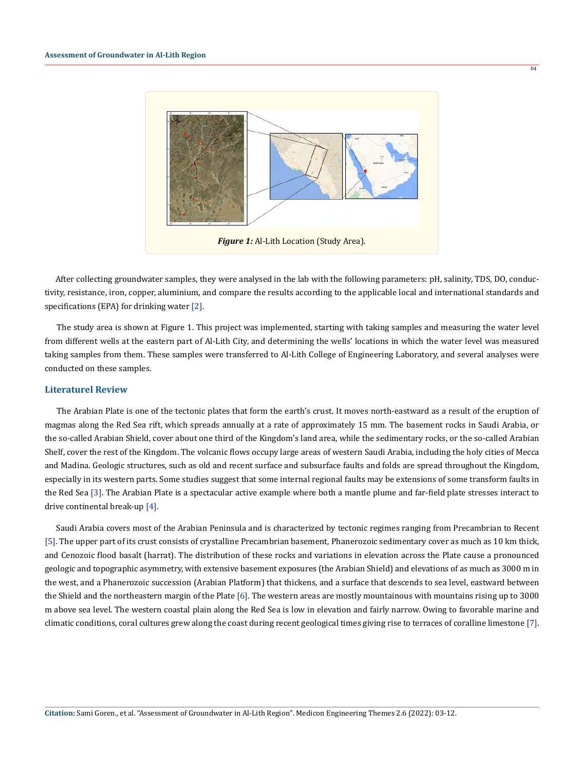*Figure 1:* Al-Lith Location (Study Area).

After collecting groundwater samples, they were analysed in the lab with the following parameters: pH, salinity, TDS, DO, conductivity, resistance, iron, copper, aluminium, and compare the results according to the applicable local and international standards and specifications (EPA) for drinking water [2].

The study area is shown at Figure 1. This project was implemented, starting with taking samples and measuring the water level from different wells at the eastern part of Al-Lith City, and determining the wells' locations in which the water level was measured taking samples from them. These samples were transferred to Al-Lith College of Engineering Laboratory, and several analyses were conducted on these samples.

## Literaturel Review

The Arabian Plate is one of the tectonic plates that form the earth's crust. It moves north-eastward as a result of the eruption of magmas along the Red Sea rift, which spreads annually at a rate of approximately 15 mm. The basement rocks in Saudi Arabia, or the so-called Arabian Shield, cover about one third of the Kingdom's land area, while the sedimentary rocks, or the so-called Arabian Shelf, cover the rest of the Kingdom. The volcanic flows occupy large areas of western Saudi Arabia, including the holy cities of Mecca and Madina. Geologic structures, such as old and recent surface and subsurface faults and folds are spread throughout the Kingdom, especially in its western parts. Some studies suggest that some internal regional faults may be extensions of some transform faults in the Red Sea [3]. The Arabian Plate is a spectacular active example where both a mantle plume and far-field plate stresses interact to drive continental break-up [4].

Saudi Arabia covers most of the Arabian Peninsula and is characterized by tectonic regimes ranging from Precambrian to Recent [5]. The upper part of its crust consists of crystalline Precambrian basement, Phanerozoic sedimentary cover as much as 10 km thick, and Cenozoic flood basalt (harrat). The distribution of these rocks and variations in elevation across the Plate cause a pronounced geologic and topographic asymmetry, with extensive basement exposures (the Arabian Shield) and elevations of as much as 3000 m in the west, and a Phanerozoic succession (Arabian Platform) that thickens, and a surface that descends to sea level, eastward between the Shield and the northeastern margin of the Plate [6]. The western areas are mostly mountainous with mountains rising up to 3000 m above sea level. The western coastal plain along the Red Sea is low in elevation and fairly narrow. Owing to favorable marine and climatic conditions, coral cultures grew along the coast during recent geological times giving rise to terraces of coralline limestone [7].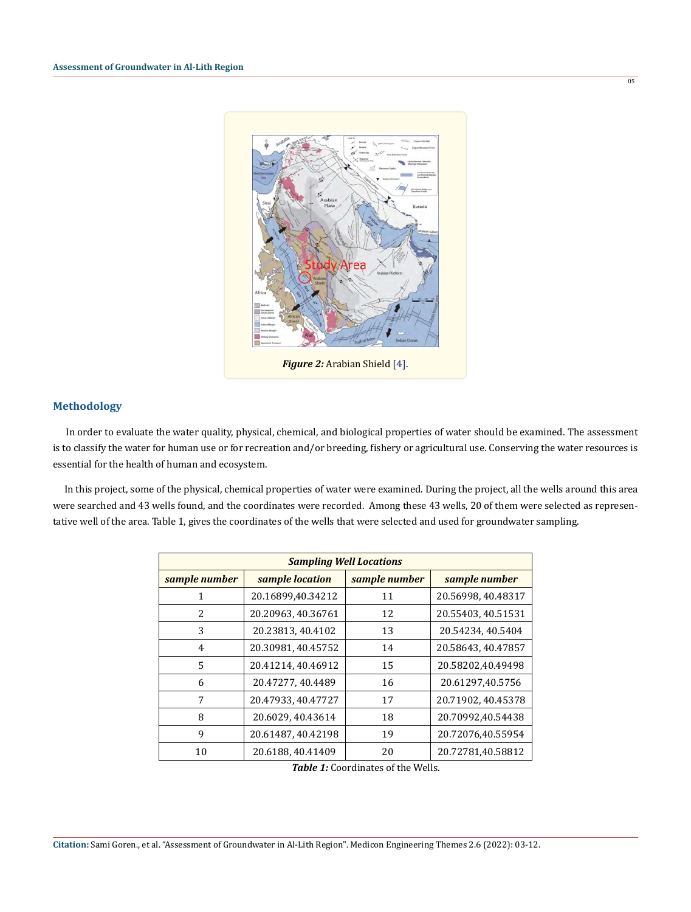*Figure 2:* Arabian Shield [4].

## Methodology

In order to evaluate the water quality, physical, chemical, and biological properties of water should be examined. The assessment is to classify the water for human use or for recreation and/or breeding, fishery or agricultural use. Conserving the water resources is essential for the health of human and ecosystem.

In this project, some of the physical, chemical properties of water were examined. During the project, all the wells around this area were searched and 43 wells found, and the coordinates were recorded. Among these 43 wells, 20 of them were selected as representative well of the area. Table 1, gives the coordinates of the wells that were selected and used for groundwater sampling.

| *Sampling Well Locations* | | | |
|---|---|---|---|
| *sample number* | *sample location* | *sample number* | *sample number* |
| 1 | 20.16899,40.34212 | 11 | 20.56998, 40.48317 |
| 2 | 20.20963, 40.36761 | 12 | 20.55403, 40.51531 |
| 3 | 20.23813, 40.4102 | 13 | 20.54234, 40.5404 |
| 4 | 20.30981, 40.45752 | 14 | 20.58643, 40.47857 |
| 5 | 20.41214, 40.46912 | 15 | 20.58202,40.49498 |
| 6 | 20.47277, 40.4489 | 16 | 20.61297,40.5756 |
| 7 | 20.47933, 40.47727 | 17 | 20.71902, 40.45378 |
| 8 | 20.6029, 40.43614 | 18 | 20.70992,40.54438 |
| 9 | 20.61487, 40.42198 | 19 | 20.72076,40.55954 |
| 10 | 20.6188, 40.41409 | 20 | 20.72781,40.58812 |

*Table 1:* Coordinates of the Wells.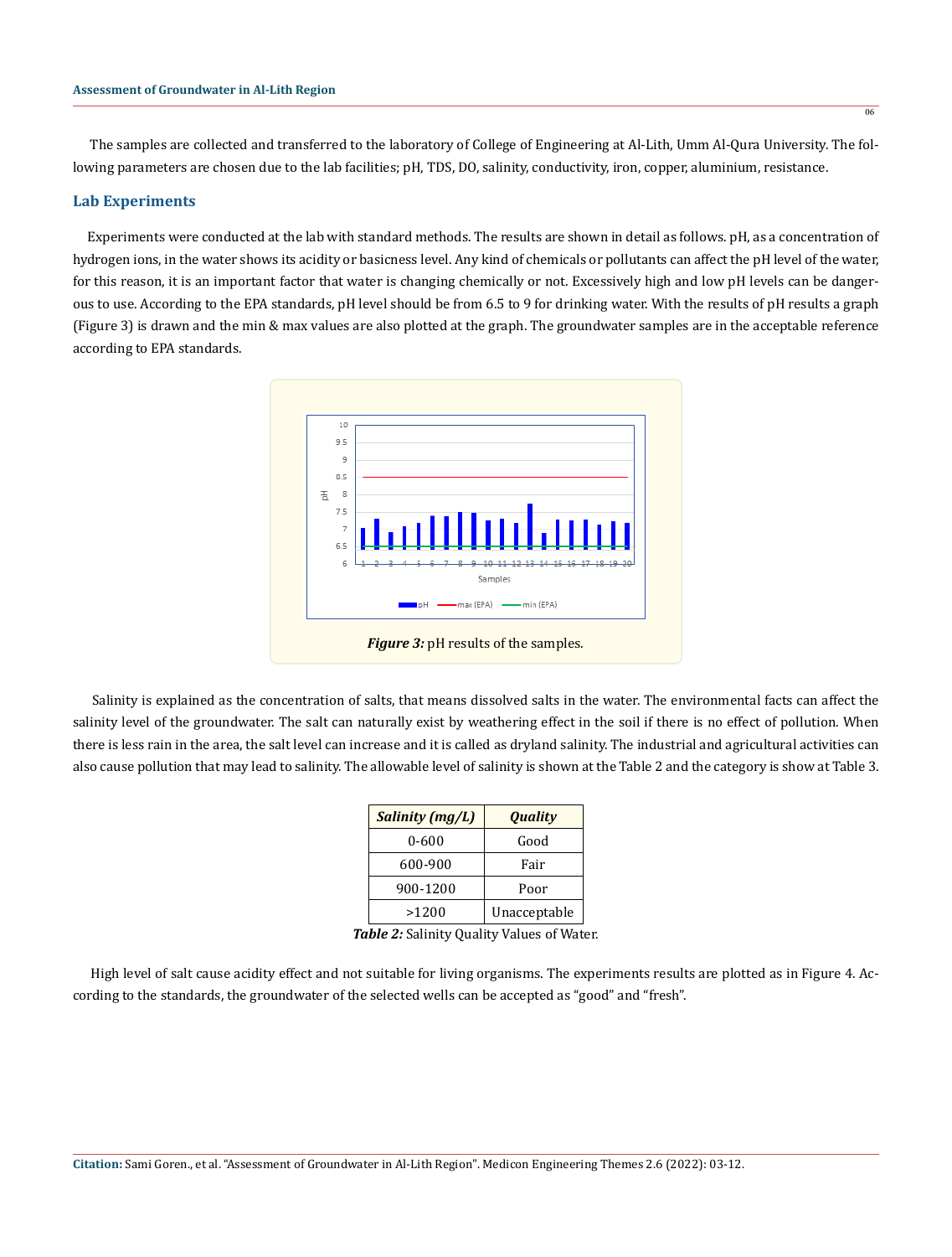The samples are collected and transferred to the laboratory of College of Engineering at Al-Lith, Umm Al-Qura University. The following parameters are chosen due to the lab facilities; pH, TDS, DO, salinity, conductivity, iron, copper, aluminium, resistance.

## Lab Experiments

Experiments were conducted at the lab with standard methods. The results are shown in detail as follows. pH, as a concentration of hydrogen ions, in the water shows its acidity or basicness level. Any kind of chemicals or pollutants can affect the pH level of the water, for this reason, it is an important factor that water is changing chemically or not. Excessively high and low pH levels can be dangerous to use. According to the EPA standards, pH level should be from 6.5 to 9 for drinking water. With the results of pH results a graph (Figure 3) is drawn and the min & max values are also plotted at the graph. The groundwater samples are in the acceptable reference according to EPA standards.

***Figure 3:*** pH results of the samples.

Salinity is explained as the concentration of salts, that means dissolved salts in the water. The environmental facts can affect the salinity level of the groundwater. The salt can naturally exist by weathering effect in the soil if there is no effect of pollution. When there is less rain in the area, the salt level can increase and it is called as dryland salinity. The industrial and agricultural activities can also cause pollution that may lead to salinity. The allowable level of salinity is shown at the Table 2 and the category is show at Table 3.

| *Salinity (mg/L)* | *Quality* |
|---|---|
| 0-600 | Good |
| 600-900 | Fair |
| 900-1200 | Poor |
| >1200 | Unacceptable |

***Table 2:*** Salinity Quality Values of Water.

High level of salt cause acidity effect and not suitable for living organisms. The experiments results are plotted as in Figure 4. According to the standards, the groundwater of the selected wells can be accepted as "good" and "fresh".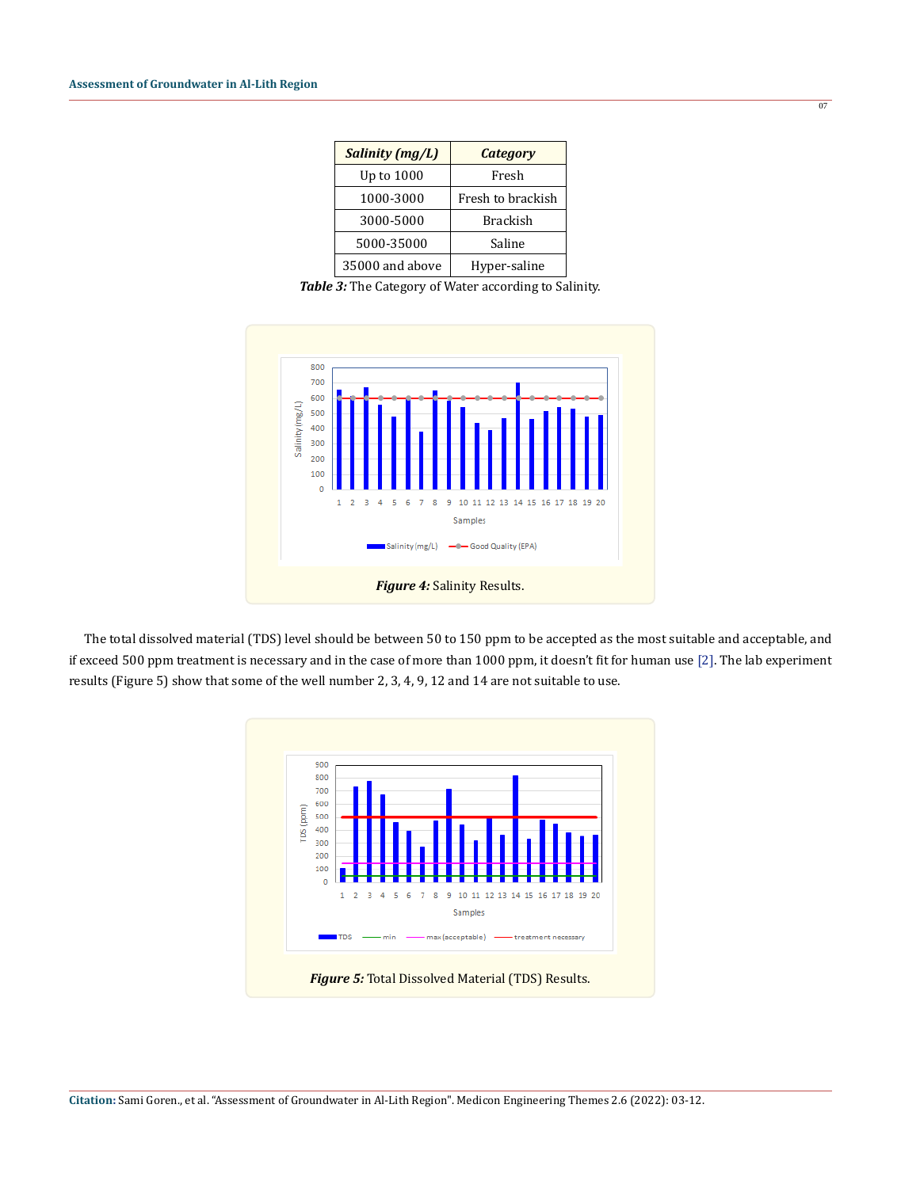| *Salinity (mg/L)* | *Category* |
|---|---|
| Up to 1000 | Fresh |
| 1000-3000 | Fresh to brackish |
| 3000-5000 | Brackish |
| 5000-35000 | Saline |
| 35000 and above | Hyper-saline |

***Table 3:*** The Category of Water according to Salinity.

***Figure 4:*** Salinity Results.

The total dissolved material (TDS) level should be between 50 to 150 ppm to be accepted as the most suitable and acceptable, and if exceed 500 ppm treatment is necessary and in the case of more than 1000 ppm, it doesn't fit for human use [2]. The lab experiment results (Figure 5) show that some of the well number 2, 3, 4, 9, 12 and 14 are not suitable to use.

***Figure 5:*** Total Dissolved Material (TDS) Results.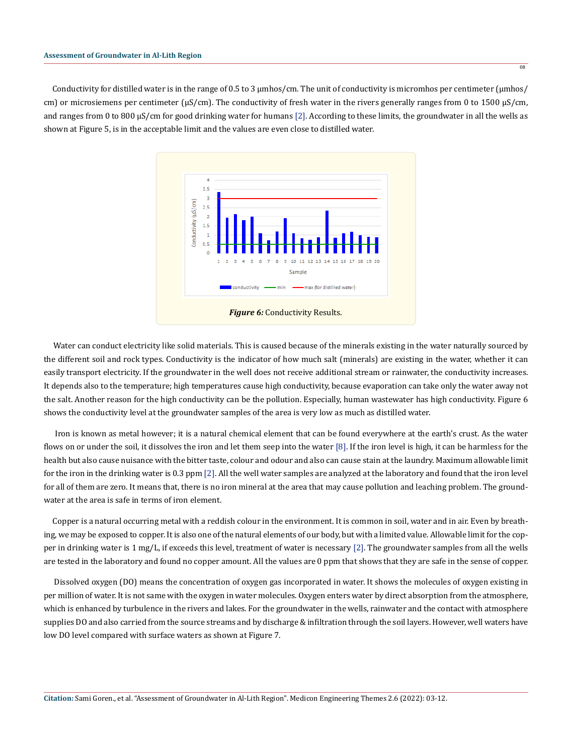Conductivity for distilled water is in the range of 0.5 to 3 μmhos/cm. The unit of conductivity is micromhos per centimeter (μmhos/cm) or microsiemens per centimeter (μS/cm). The conductivity of fresh water in the rivers generally ranges from 0 to 1500 μS/cm, and ranges from 0 to 800 μS/cm for good drinking water for humans [2]. According to these limits, the groundwater in all the wells as shown at Figure 5, is in the acceptable limit and the values are even close to distilled water.

***Figure 6:*** Conductivity Results.

Water can conduct electricity like solid materials. This is caused because of the minerals existing in the water naturally sourced by the different soil and rock types. Conductivity is the indicator of how much salt (minerals) are existing in the water, whether it can easily transport electricity. If the groundwater in the well does not receive additional stream or rainwater, the conductivity increases. It depends also to the temperature; high temperatures cause high conductivity, because evaporation can take only the water away not the salt. Another reason for the high conductivity can be the pollution. Especially, human wastewater has high conductivity. Figure 6 shows the conductivity level at the groundwater samples of the area is very low as much as distilled water.

Iron is known as metal however; it is a natural chemical element that can be found everywhere at the earth's crust. As the water flows on or under the soil, it dissolves the iron and let them seep into the water [8]. If the iron level is high, it can be harmless for the health but also cause nuisance with the bitter taste, colour and odour and also can cause stain at the laundry. Maximum allowable limit for the iron in the drinking water is 0.3 ppm [2]. All the well water samples are analyzed at the laboratory and found that the iron level for all of them are zero. It means that, there is no iron mineral at the area that may cause pollution and leaching problem. The groundwater at the area is safe in terms of iron element.

Copper is a natural occurring metal with a reddish colour in the environment. It is common in soil, water and in air. Even by breathing, we may be exposed to copper. It is also one of the natural elements of our body, but with a limited value. Allowable limit for the copper in drinking water is 1 mg/L, if exceeds this level, treatment of water is necessary [2]. The groundwater samples from all the wells are tested in the laboratory and found no copper amount. All the values are 0 ppm that shows that they are safe in the sense of copper.

Dissolved oxygen (DO) means the concentration of oxygen gas incorporated in water. It shows the molecules of oxygen existing in per million of water. It is not same with the oxygen in water molecules. Oxygen enters water by direct absorption from the atmosphere, which is enhanced by turbulence in the rivers and lakes. For the groundwater in the wells, rainwater and the contact with atmosphere supplies DO and also carried from the source streams and by discharge & infiltration through the soil layers. However, well waters have low DO level compared with surface waters as shown at Figure 7.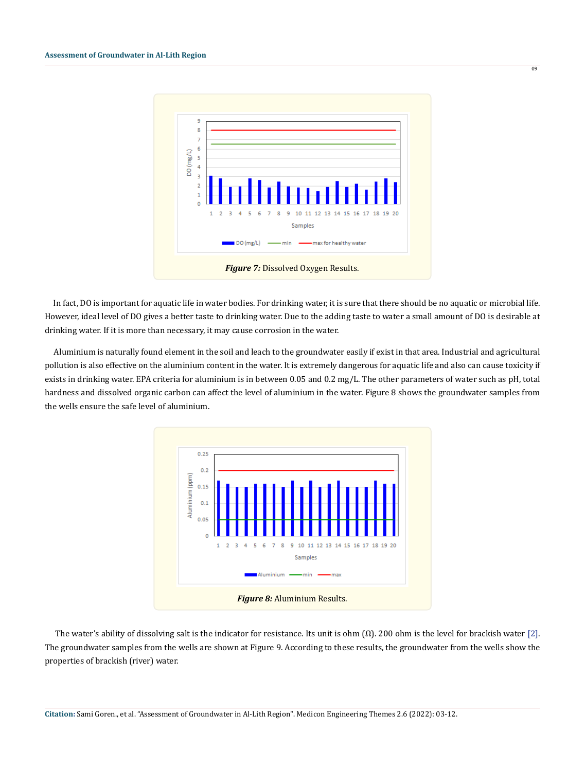*Figure 7:* Dissolved Oxygen Results.

In fact, DO is important for aquatic life in water bodies. For drinking water, it is sure that there should be no aquatic or microbial life. However, ideal level of DO gives a better taste to drinking water. Due to the adding taste to water a small amount of DO is desirable at drinking water. If it is more than necessary, it may cause corrosion in the water.

Aluminium is naturally found element in the soil and leach to the groundwater easily if exist in that area. Industrial and agricultural pollution is also effective on the aluminium content in the water. It is extremely dangerous for aquatic life and also can cause toxicity if exists in drinking water. EPA criteria for aluminium is in between 0.05 and 0.2 mg/L. The other parameters of water such as pH, total hardness and dissolved organic carbon can affect the level of aluminium in the water. Figure 8 shows the groundwater samples from the wells ensure the safe level of aluminium.

*Figure 8:* Aluminium Results.

The water's ability of dissolving salt is the indicator for resistance. Its unit is ohm (Ω). 200 ohm is the level for brackish water [2]. The groundwater samples from the wells are shown at Figure 9. According to these results, the groundwater from the wells show the properties of brackish (river) water.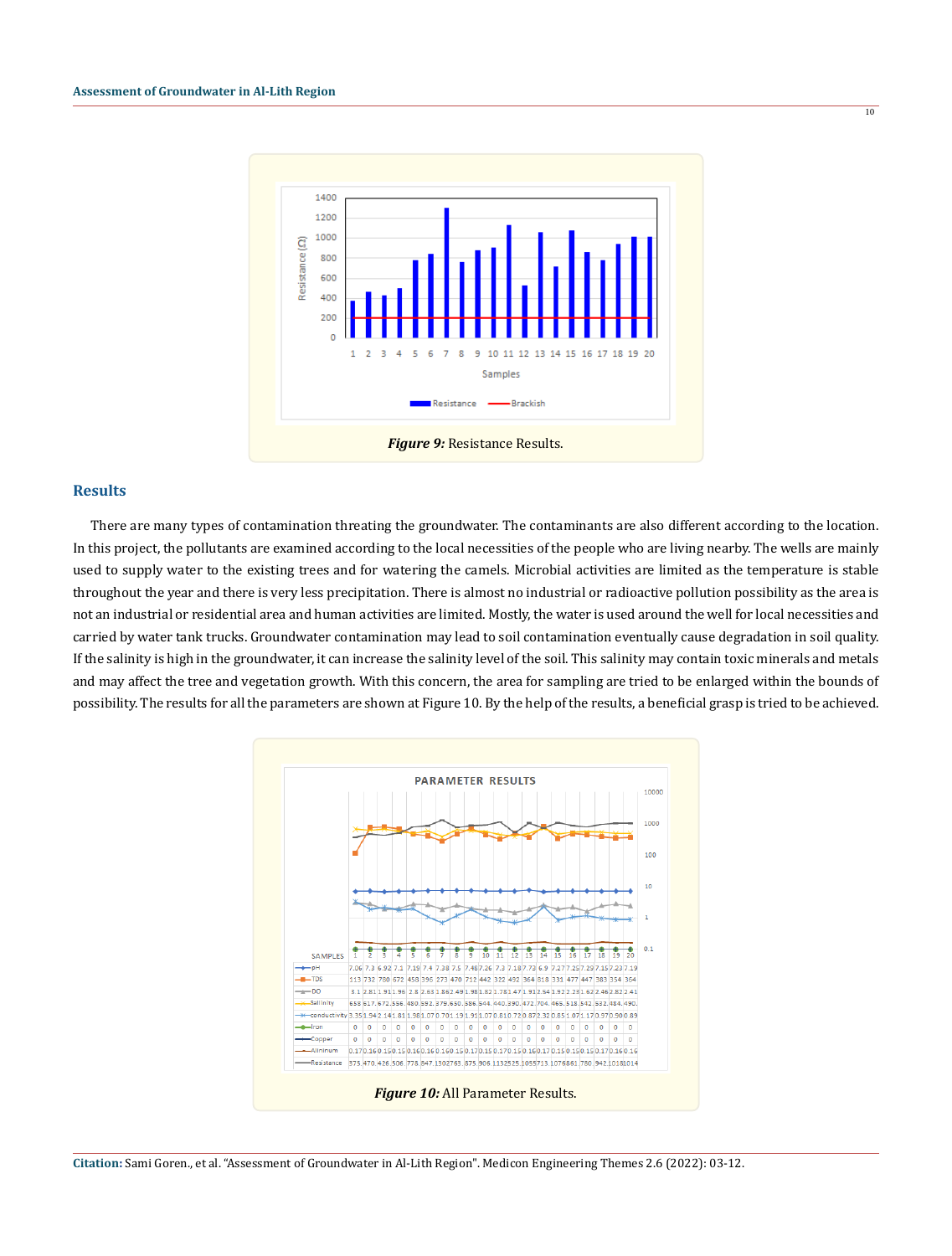*Figure 9:* Resistance Results.

## Results

There are many types of contamination threating the groundwater. The contaminants are also different according to the location. In this project, the pollutants are examined according to the local necessities of the people who are living nearby. The wells are mainly used to supply water to the existing trees and for watering the camels. Microbial activities are limited as the temperature is stable throughout the year and there is very less precipitation. There is almost no industrial or radioactive pollution possibility as the area is not an industrial or residential area and human activities are limited. Mostly, the water is used around the well for local necessities and carried by water tank trucks. Groundwater contamination may lead to soil contamination eventually cause degradation in soil quality. If the salinity is high in the groundwater, it can increase the salinity level of the soil. This salinity may contain toxic minerals and metals and may affect the tree and vegetation growth. With this concern, the area for sampling are tried to be enlarged within the bounds of possibility. The results for all the parameters are shown at Figure 10. By the help of the results, a beneficial grasp is tried to be achieved.

*Figure 10:* All Parameter Results.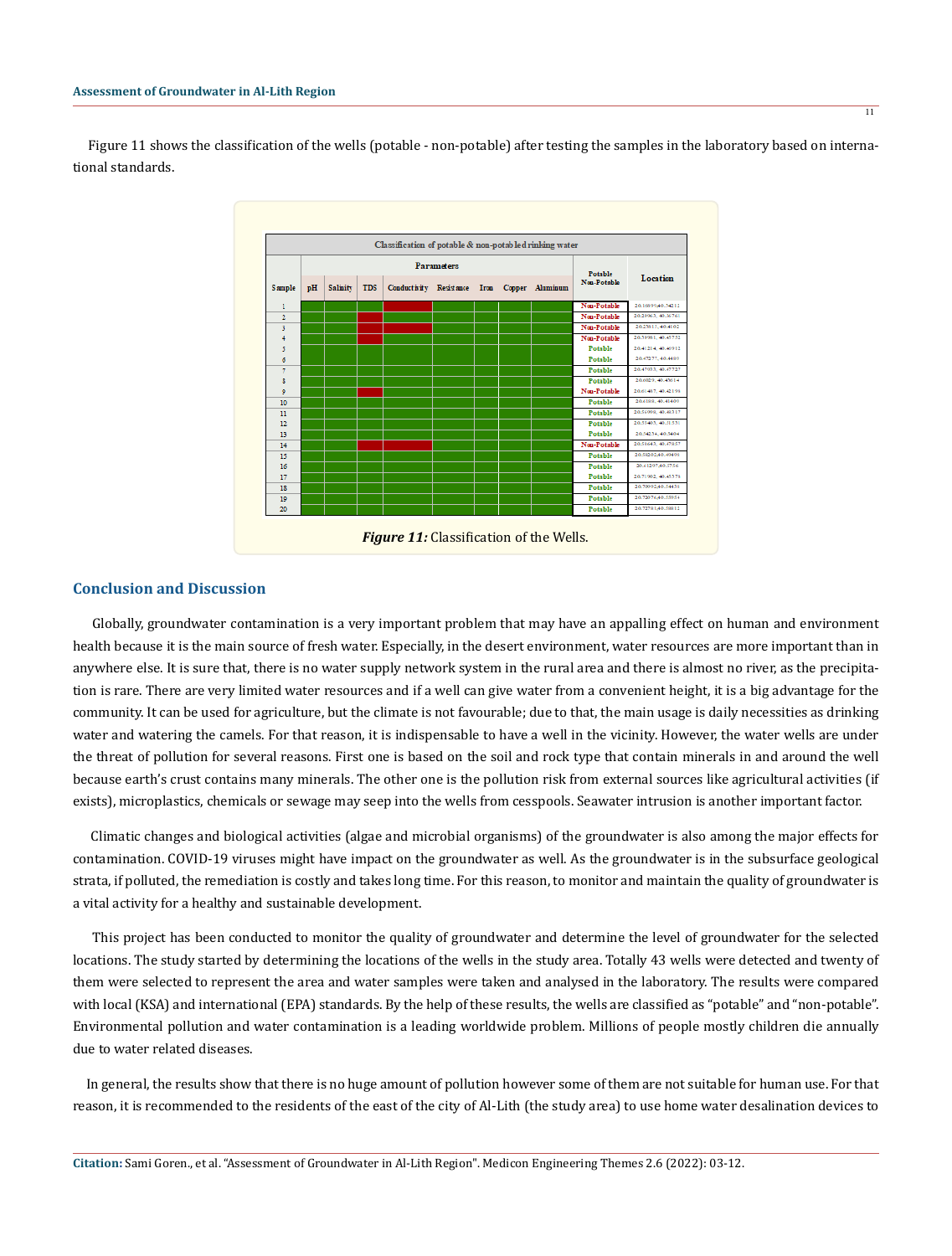Figure 11 shows the classification of the wells (potable - non-potable) after testing the samples in the laboratory based on international standards.

| Sample | pH | Salinity | TDS | Conductivity | Resistance | Iron | Copper | Aluminum | Potable Non-Potable | Location |
|---|---|---|---|---|---|---|---|---|---|---|
| 1 | | | | | | | | | Non-Potable | 20.16099,40.34212 |
| 2 | | | | | | | | | Non-Potable | 20.29963, 40.36761 |
| 3 | | | | | | | | | Non-Potable | 20.23011, 40.4102 |
| 4 | | | | | | | | | Non-Potable | 20.39981, 40.43732 |
| 5 | | | | | | | | | Potable | 20.41214, 40.40912 |
| 6 | | | | | | | | | Potable | 20.47277, 40.4480 |
| 7 | | | | | | | | | Potable | 20.47033, 40.47727 |
| 8 | | | | | | | | | Potable | 20.6029, 40.45614 |
| 9 | | | | | | | | | Non-Potable | 20.61407, 40.42198 |
| 10 | | | | | | | | | Potable | 20.6188, 40.41409 |
| 11 | | | | | | | | | Potable | 20.56998, 40.40317 |
| 12 | | | | | | | | | Potable | 20.53403, 40.31551 |
| 13 | | | | | | | | | Potable | 20.54234, 40.3404 |
| 14 | | | | | | | | | Non-Potable | 20.51643, 40.47857 |
| 15 | | | | | | | | | Potable | 20.58202,40.49491 |
| 16 | | | | | | | | | Potable | 20.61297,40.3756 |
| 17 | | | | | | | | | Potable | 20.71902, 40.45378 |
| 18 | | | | | | | | | Potable | 20.70092,40.34431 |
| 19 | | | | | | | | | Potable | 20.72076,40.35954 |
| 20 | | | | | | | | | Potable | 20.72781,40.38812 |

*Figure 11:* Classification of the Wells.

## Conclusion and Discussion

Globally, groundwater contamination is a very important problem that may have an appalling effect on human and environment health because it is the main source of fresh water. Especially, in the desert environment, water resources are more important than in anywhere else. It is sure that, there is no water supply network system in the rural area and there is almost no river, as the precipitation is rare. There are very limited water resources and if a well can give water from a convenient height, it is a big advantage for the community. It can be used for agriculture, but the climate is not favourable; due to that, the main usage is daily necessities as drinking water and watering the camels. For that reason, it is indispensable to have a well in the vicinity. However, the water wells are under the threat of pollution for several reasons. First one is based on the soil and rock type that contain minerals in and around the well because earth's crust contains many minerals. The other one is the pollution risk from external sources like agricultural activities (if exists), microplastics, chemicals or sewage may seep into the wells from cesspools. Seawater intrusion is another important factor.

Climatic changes and biological activities (algae and microbial organisms) of the groundwater is also among the major effects for contamination. COVID-19 viruses might have impact on the groundwater as well. As the groundwater is in the subsurface geological strata, if polluted, the remediation is costly and takes long time. For this reason, to monitor and maintain the quality of groundwater is a vital activity for a healthy and sustainable development.

This project has been conducted to monitor the quality of groundwater and determine the level of groundwater for the selected locations. The study started by determining the locations of the wells in the study area. Totally 43 wells were detected and twenty of them were selected to represent the area and water samples were taken and analysed in the laboratory. The results were compared with local (KSA) and international (EPA) standards. By the help of these results, the wells are classified as "potable" and "non-potable". Environmental pollution and water contamination is a leading worldwide problem. Millions of people mostly children die annually due to water related diseases.

In general, the results show that there is no huge amount of pollution however some of them are not suitable for human use. For that reason, it is recommended to the residents of the east of the city of Al-Lith (the study area) to use home water desalination devices to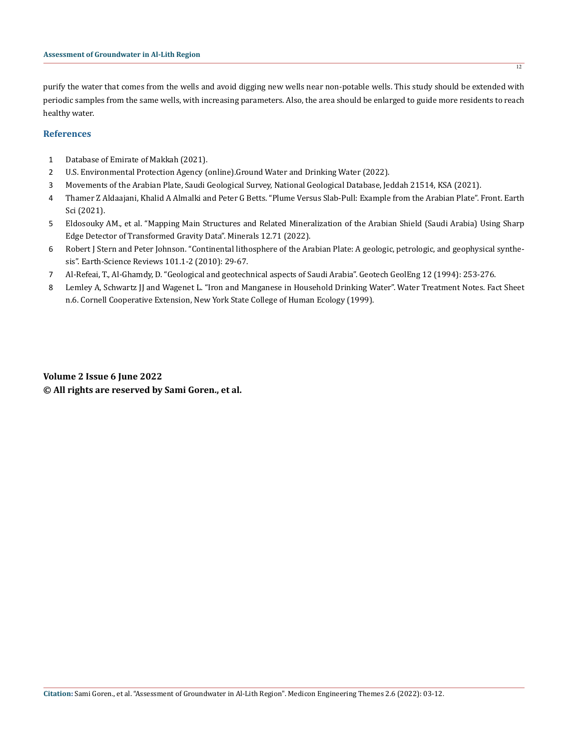purify the water that comes from the wells and avoid digging new wells near non-potable wells. This study should be extended with periodic samples from the same wells, with increasing parameters. Also, the area should be enlarged to guide more residents to reach healthy water.

## References

1. Database of Emirate of Makkah (2021).
2. U.S. Environmental Protection Agency (online).Ground Water and Drinking Water (2022).
3. Movements of the Arabian Plate, Saudi Geological Survey, National Geological Database, Jeddah 21514, KSA (2021).
4. Thamer Z Aldaajani, Khalid A Almalki and Peter G Betts. "Plume Versus Slab-Pull: Example from the Arabian Plate". Front. Earth Sci (2021).
5. Eldosouky AM., et al. "Mapping Main Structures and Related Mineralization of the Arabian Shield (Saudi Arabia) Using Sharp Edge Detector of Transformed Gravity Data". Minerals 12.71 (2022).
6. Robert J Stern and Peter Johnson. "Continental lithosphere of the Arabian Plate: A geologic, petrologic, and geophysical synthesis". Earth-Science Reviews 101.1-2 (2010): 29-67.
7. Al-Refeai, T., Al-Ghamdy, D. "Geological and geotechnical aspects of Saudi Arabia". Geotech GeolEng 12 (1994): 253-276.
8. Lemley A, Schwartz JJ and Wagenet L. "Iron and Manganese in Household Drinking Water". Water Treatment Notes. Fact Sheet n.6. Cornell Cooperative Extension, New York State College of Human Ecology (1999).

**Volume 2 Issue 6 June 2022**
**© All rights are reserved by Sami Goren., et al.**